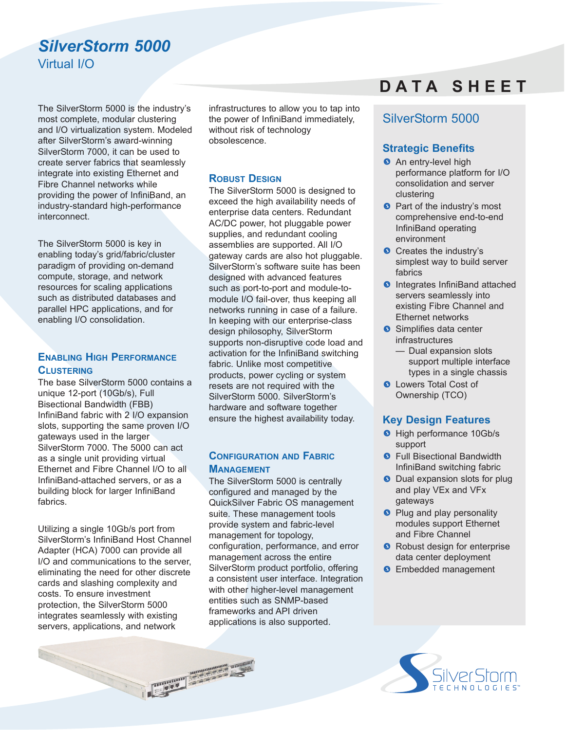# SilverStorm 5000

## Virtual I/O

DATA SHEET

The SilverStorm 5000 is the industry's most complete, modular clustering and I/O virtualization system. Modeled after SilverStorm's award-winning SilverStorm 7000, it can be used to create server fabrics that seamlessly integrate into existing Ethernet and Fibre Channel networks while providing the power of InfiniBand, an industry-standard high-performance interconnect.

The SilverStorm 5000 is key in enabling today's grid/fabric/cluster paradigm of providing on-demand compute, storage, and network resources for scaling applications such as distributed databases and parallel HPC applications, and for enabling I/O consolidation.

### Enabling High Performance Clustering

The base SilverStorm 5000 contains a unique 12-port (10Gb/s), Full Bisectional Bandwidth (FBB) InfiniBand fabric with 2 I/O expansion slots, supporting the same proven I/O gateways used in the larger SilverStorm 7000. The 5000 can act as a single unit providing virtual Ethernet and Fibre Channel I/O to all InfiniBand-attached servers, or as a building block for larger InfiniBand fabrics.

Utilizing a single 10Gb/s port from SilverStorm's InfiniBand Host Channel Adapter (HCA) 7000 can provide all I/O and communications to the server, eliminating the need for other discrete cards and slashing complexity and costs. To ensure investment protection, the SilverStorm 5000 integrates seamlessly with existing servers, applications, and network infrastructures to allow you to tap into the power of InfiniBand immediately, without risk of technology obsolescence.

### Robust Design

The SilverStorm 5000 is designed to exceed the high availability needs of enterprise data centers. Redundant AC/DC power, hot pluggable power supplies, and redundant cooling assemblies are supported. All I/O gateway cards are also hot pluggable. SilverStorm's software suite has been designed with advanced features such as port-to-port and module-to-module I/O fail-over, thus keeping all networks running in case of a failure. In keeping with our enterprise-class design philosophy, SilverStorm supports non-disruptive code load and activation for the InfiniBand switching fabric. Unlike most competitive products, power cycling or system resets are not required with the SilverStorm 5000. SilverStorm's hardware and software together ensure the highest availability today.

### Configuration and Fabric Management

The SilverStorm 5000 is centrally configured and managed by the QuickSilver Fabric OS management suite. These management tools provide system and fabric-level management for topology, configuration, performance, and error management across the entire SilverStorm product portfolio, offering a consistent user interface. Integration with other higher-level management entities such as SNMP-based frameworks and API driven applications is also supported.

## SilverStorm 5000

### Strategic Benefits

- An entry-level high performance platform for I/O consolidation and server clustering
- Part of the industry's most comprehensive end-to-end InfiniBand operating environment
- Creates the industry's simplest way to build server fabrics
- Integrates InfiniBand attached servers seamlessly into existing Fibre Channel and Ethernet networks
- Simplifies data center infrastructures
  - Dual expansion slots support multiple interface types in a single chassis
- Lowers Total Cost of Ownership (TCO)

### Key Design Features

- High performance 10Gb/s support
- Full Bisectional Bandwidth InfiniBand switching fabric
- Dual expansion slots for plug and play VEx and VFx gateways
- Plug and play personality modules support Ethernet and Fibre Channel
- Robust design for enterprise data center deployment
- Embedded management

SilverStorm TECHNOLOGIES™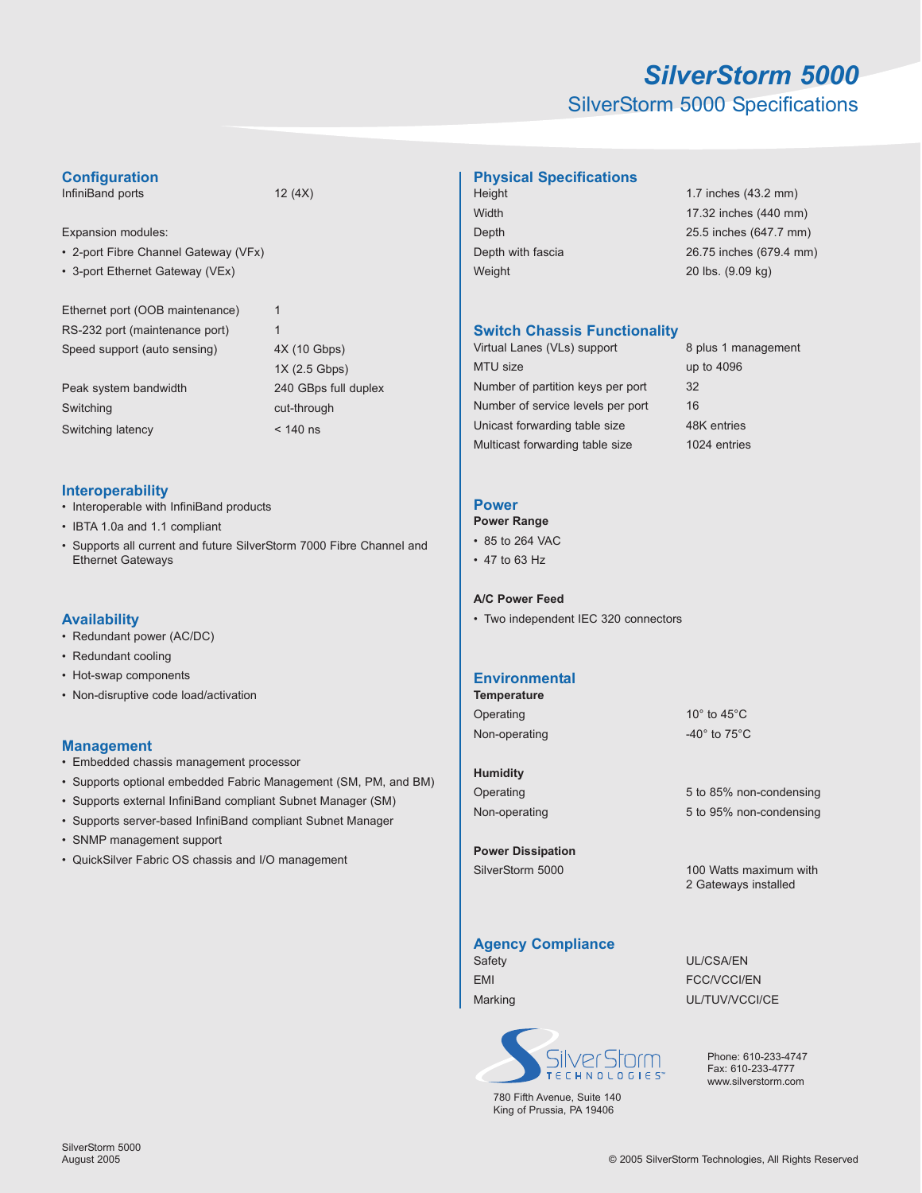# SilverStorm 5000

## SilverStorm 5000 Specifications

### Configuration

| | |
|---|---|
| InfiniBand ports | 12 (4X) |

Expansion modules:

- 2-port Fibre Channel Gateway (VFx)
- 3-port Ethernet Gateway (VEx)

| | |
|---|---|
| Ethernet port (OOB maintenance) | 1 |
| RS-232 port (maintenance port) | 1 |
| Speed support (auto sensing) | 4X (10 Gbps) |
| | 1X (2.5 Gbps) |
| Peak system bandwidth | 240 GBps full duplex |
| Switching | cut-through |
| Switching latency | < 140 ns |

### Interoperability

- Interoperable with InfiniBand products
- IBTA 1.0a and 1.1 compliant
- Supports all current and future SilverStorm 7000 Fibre Channel and Ethernet Gateways

### Availability

- Redundant power (AC/DC)
- Redundant cooling
- Hot-swap components
- Non-disruptive code load/activation

### Management

- Embedded chassis management processor
- Supports optional embedded Fabric Management (SM, PM, and BM)
- Supports external InfiniBand compliant Subnet Manager (SM)
- Supports server-based InfiniBand compliant Subnet Manager
- SNMP management support
- QuickSilver Fabric OS chassis and I/O management

### Physical Specifications

| | |
|---|---|
| Height | 1.7 inches (43.2 mm) |
| Width | 17.32 inches (440 mm) |
| Depth | 25.5 inches (647.7 mm) |
| Depth with fascia | 26.75 inches (679.4 mm) |
| Weight | 20 lbs. (9.09 kg) |

### Switch Chassis Functionality

| | |
|---|---|
| Virtual Lanes (VLs) support | 8 plus 1 management |
| MTU size | up to 4096 |
| Number of partition keys per port | 32 |
| Number of service levels per port | 16 |
| Unicast forwarding table size | 48K entries |
| Multicast forwarding table size | 1024 entries |

### Power

**Power Range**

- 85 to 264 VAC
- 47 to 63 Hz

**A/C Power Feed**

- Two independent IEC 320 connectors

### Environmental

**Temperature**

| | |
|---|---|
| Operating | 10° to 45°C |
| Non-operating | -40° to 75°C |

**Humidity**

| | |
|---|---|
| Operating | 5 to 85% non-condensing |
| Non-operating | 5 to 95% non-condensing |

**Power Dissipation**

| | |
|---|---|
| SilverStorm 5000 | 100 Watts maximum with 2 Gateways installed |

### Agency Compliance

| | |
|---|---|
| Safety | UL/CSA/EN |
| EMI | FCC/VCCI/EN |
| Marking | UL/TUV/VCCI/CE |

SilverStorm TECHNOLOGIES™

780 Fifth Avenue, Suite 140
King of Prussia, PA 19406

Phone: 610-233-4747
Fax: 610-233-4777
www.silverstorm.com

SilverStorm 5000
August 2005

© 2005 SilverStorm Technologies, All Rights Reserved